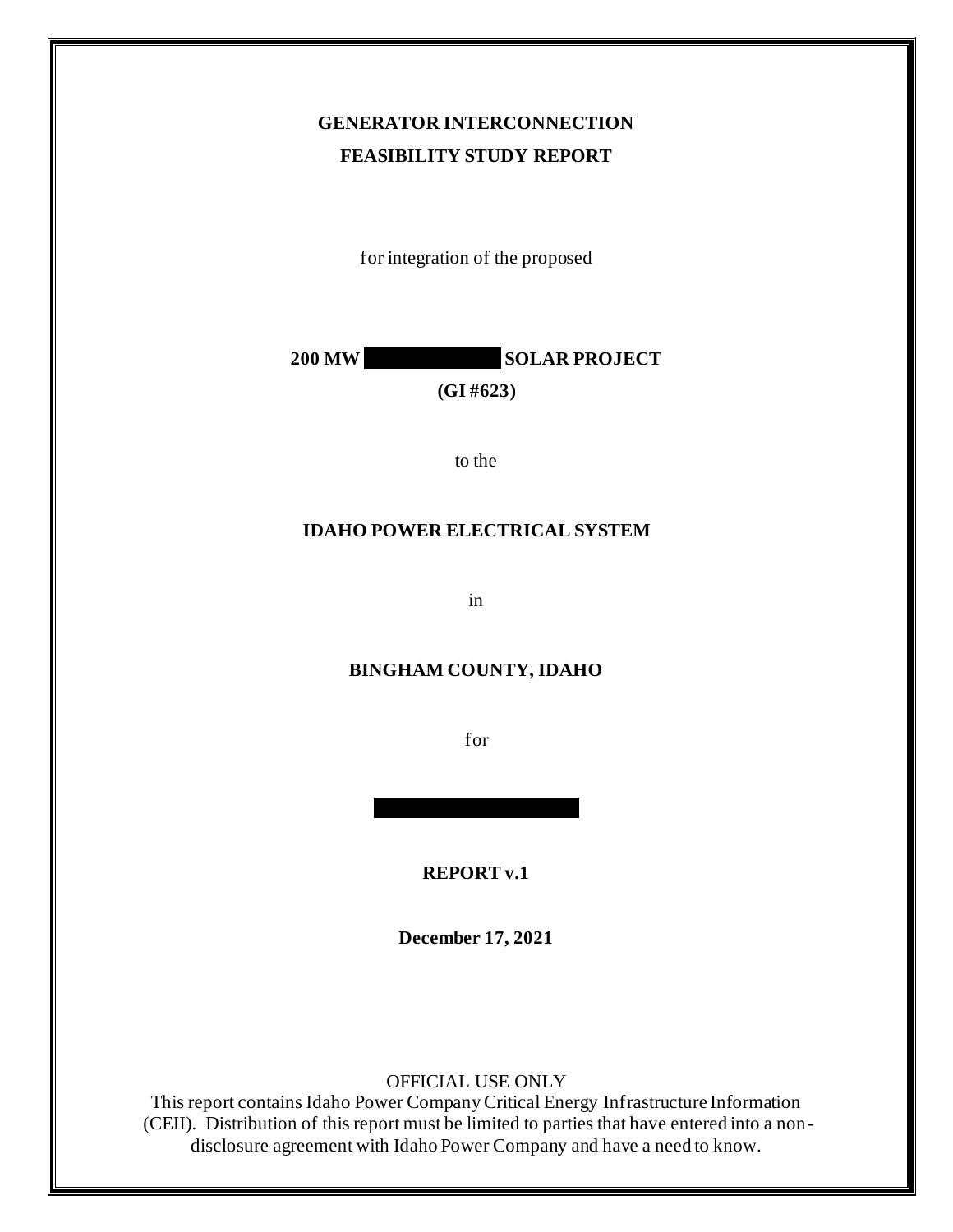# GENERATOR INTERCONNECTION

# FEASIBILITY STUDY REPORT

for integration of the proposed

**200 MW ██████████ SOLAR PROJECT**

**(GI #623)**

to the

**IDAHO POWER ELECTRICAL SYSTEM**

in

**BINGHAM COUNTY, IDAHO**

for

██████████████

**REPORT v.1**

**December 17, 2021**

OFFICIAL USE ONLY

This report contains Idaho Power Company Critical Energy Infrastructure Information (CEII). Distribution of this report must be limited to parties that have entered into a non-disclosure agreement with Idaho Power Company and have a need to know.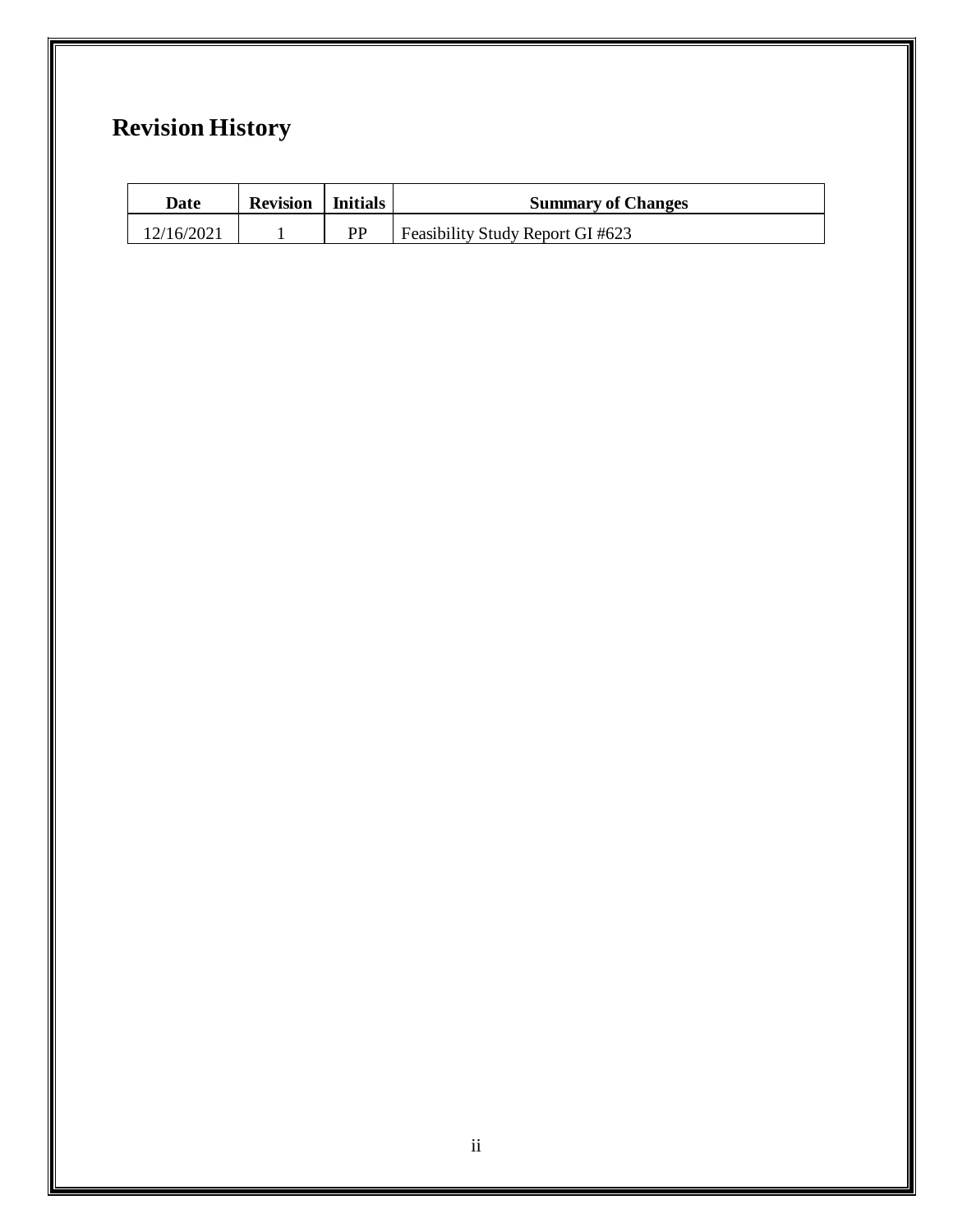# Revision History

| Date | Revision | Initials | Summary of Changes |
|---|---|---|---|
| 12/16/2021 | 1 | PP | Feasibility Study Report GI #623 |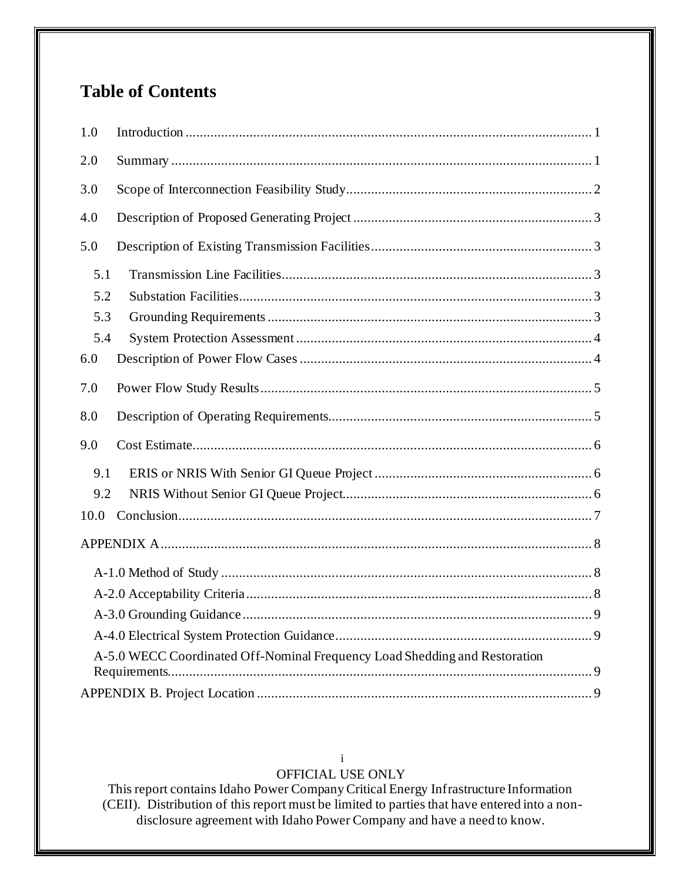# Table of Contents

1.0 Introduction ..... 1

2.0 Summary ..... 1

3.0 Scope of Interconnection Feasibility Study ..... 2

4.0 Description of Proposed Generating Project ..... 3

5.0 Description of Existing Transmission Facilities ..... 3

- 5.1 Transmission Line Facilities ..... 3
- 5.2 Substation Facilities ..... 3
- 5.3 Grounding Requirements ..... 3
- 5.4 System Protection Assessment ..... 4

6.0 Description of Power Flow Cases ..... 4

7.0 Power Flow Study Results ..... 5

8.0 Description of Operating Requirements ..... 5

9.0 Cost Estimate ..... 6

- 9.1 ERIS or NRIS With Senior GI Queue Project ..... 6
- 9.2 NRIS Without Senior GI Queue Project ..... 6

10.0 Conclusion ..... 7

APPENDIX A ..... 8

- A-1.0 Method of Study ..... 8
- A-2.0 Acceptability Criteria ..... 8
- A-3.0 Grounding Guidance ..... 9
- A-4.0 Electrical System Protection Guidance ..... 9
- A-5.0 WECC Coordinated Off-Nominal Frequency Load Shedding and Restoration Requirements ..... 9

APPENDIX B. Project Location ..... 9

OFFICIAL USE ONLY
This report contains Idaho Power Company Critical Energy Infrastructure Information (CEII). Distribution of this report must be limited to parties that have entered into a non-disclosure agreement with Idaho Power Company and have a need to know.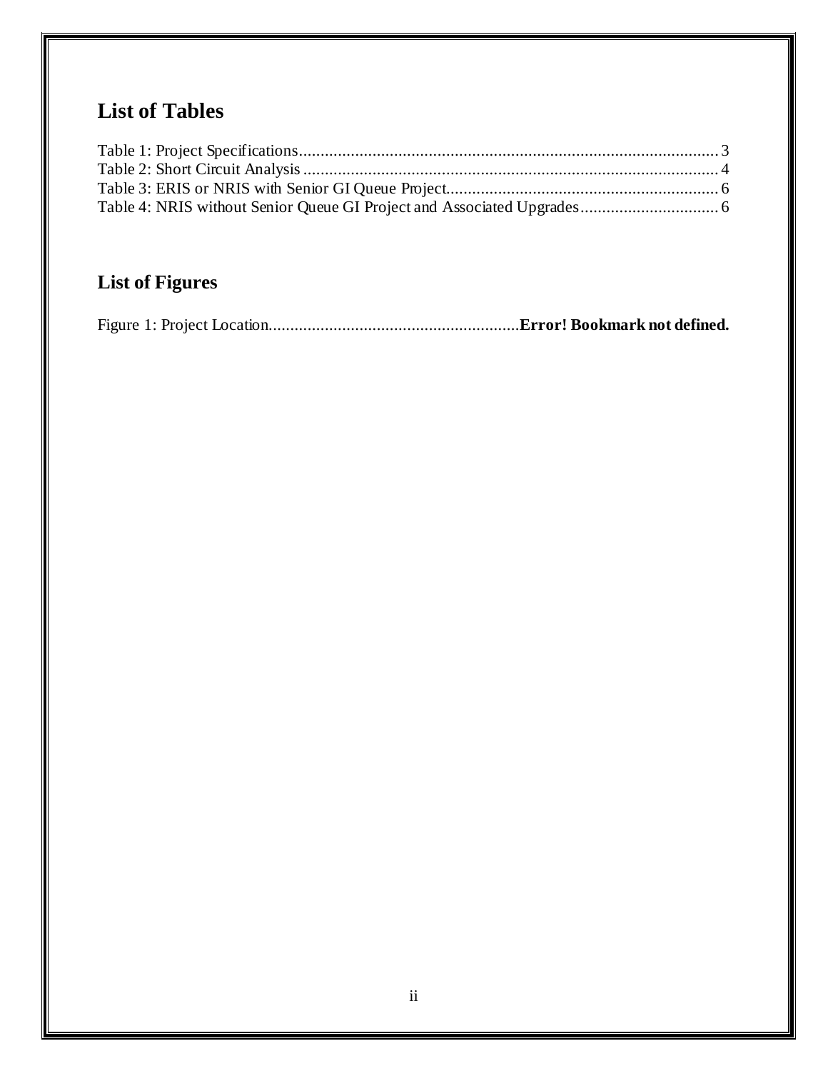## List of Tables

Table 1: Project Specifications .................................................................................................. 3
Table 2: Short Circuit Analysis ................................................................................................. 4
Table 3: ERIS or NRIS with Senior GI Queue Project............................................................... 6
Table 4: NRIS without Senior Queue GI Project and Associated Upgrades ................................ 6

## List of Figures

Figure 1: Project Location.......................................................... **Error! Bookmark not defined.**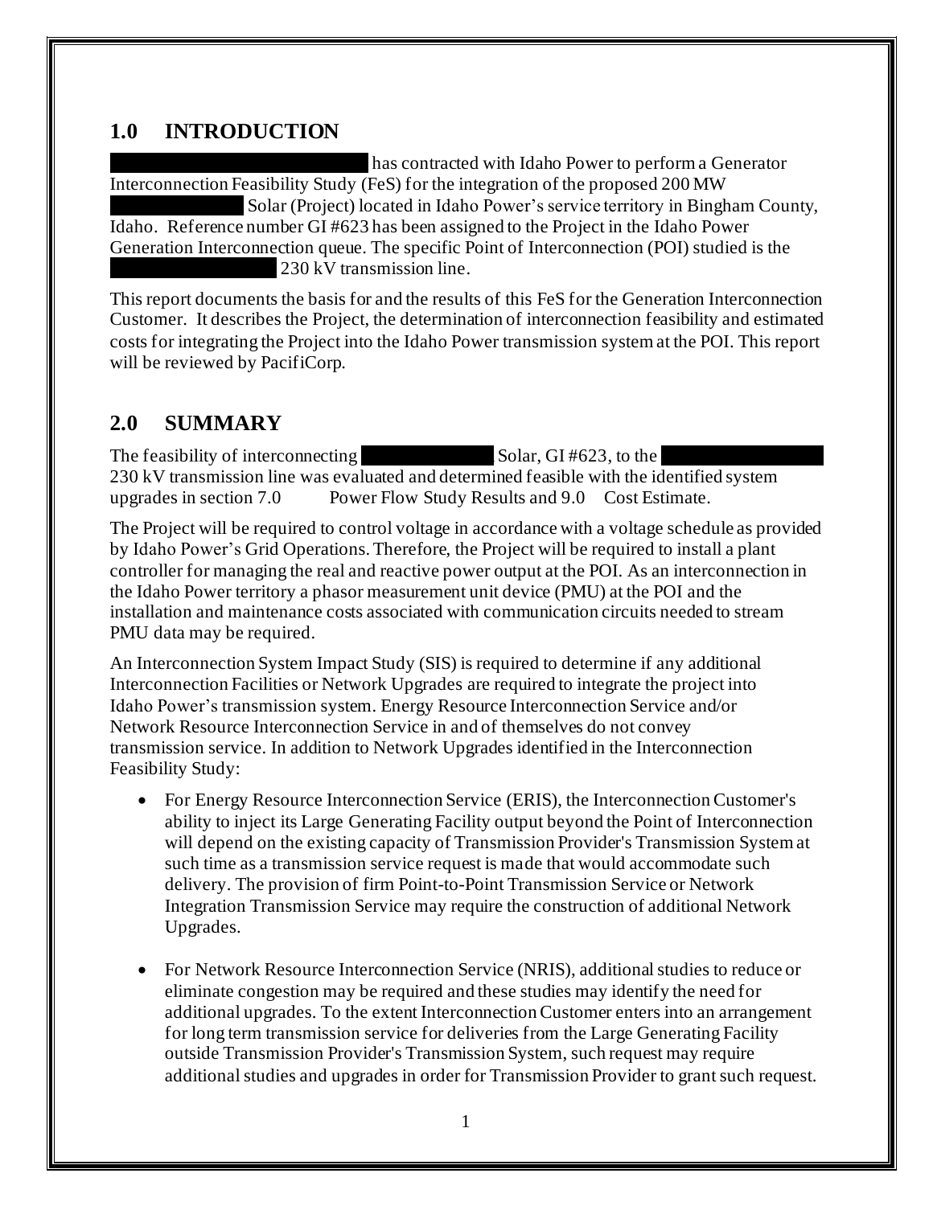## 1.0 INTRODUCTION

███████████████ has contracted with Idaho Power to perform a Generator Interconnection Feasibility Study (FeS) for the integration of the proposed 200 MW ████████ Solar (Project) located in Idaho Power's service territory in Bingham County, Idaho. Reference number GI #623 has been assigned to the Project in the Idaho Power Generation Interconnection queue. The specific Point of Interconnection (POI) studied is the ██████████ 230 kV transmission line.

This report documents the basis for and the results of this FeS for the Generation Interconnection Customer. It describes the Project, the determination of interconnection feasibility and estimated costs for integrating the Project into the Idaho Power transmission system at the POI. This report will be reviewed by PacifiCorp.

## 2.0 SUMMARY

The feasibility of interconnecting ████████ Solar, GI #623, to the ██████████ 230 kV transmission line was evaluated and determined feasible with the identified system upgrades in section 7.0 Power Flow Study Results and 9.0 Cost Estimate.

The Project will be required to control voltage in accordance with a voltage schedule as provided by Idaho Power's Grid Operations. Therefore, the Project will be required to install a plant controller for managing the real and reactive power output at the POI. As an interconnection in the Idaho Power territory a phasor measurement unit device (PMU) at the POI and the installation and maintenance costs associated with communication circuits needed to stream PMU data may be required.

An Interconnection System Impact Study (SIS) is required to determine if any additional Interconnection Facilities or Network Upgrades are required to integrate the project into Idaho Power's transmission system. Energy Resource Interconnection Service and/or Network Resource Interconnection Service in and of themselves do not convey transmission service. In addition to Network Upgrades identified in the Interconnection Feasibility Study:

- For Energy Resource Interconnection Service (ERIS), the Interconnection Customer's ability to inject its Large Generating Facility output beyond the Point of Interconnection will depend on the existing capacity of Transmission Provider's Transmission System at such time as a transmission service request is made that would accommodate such delivery. The provision of firm Point-to-Point Transmission Service or Network Integration Transmission Service may require the construction of additional Network Upgrades.

- For Network Resource Interconnection Service (NRIS), additional studies to reduce or eliminate congestion may be required and these studies may identify the need for additional upgrades. To the extent Interconnection Customer enters into an arrangement for long term transmission service for deliveries from the Large Generating Facility outside Transmission Provider's Transmission System, such request may require additional studies and upgrades in order for Transmission Provider to grant such request.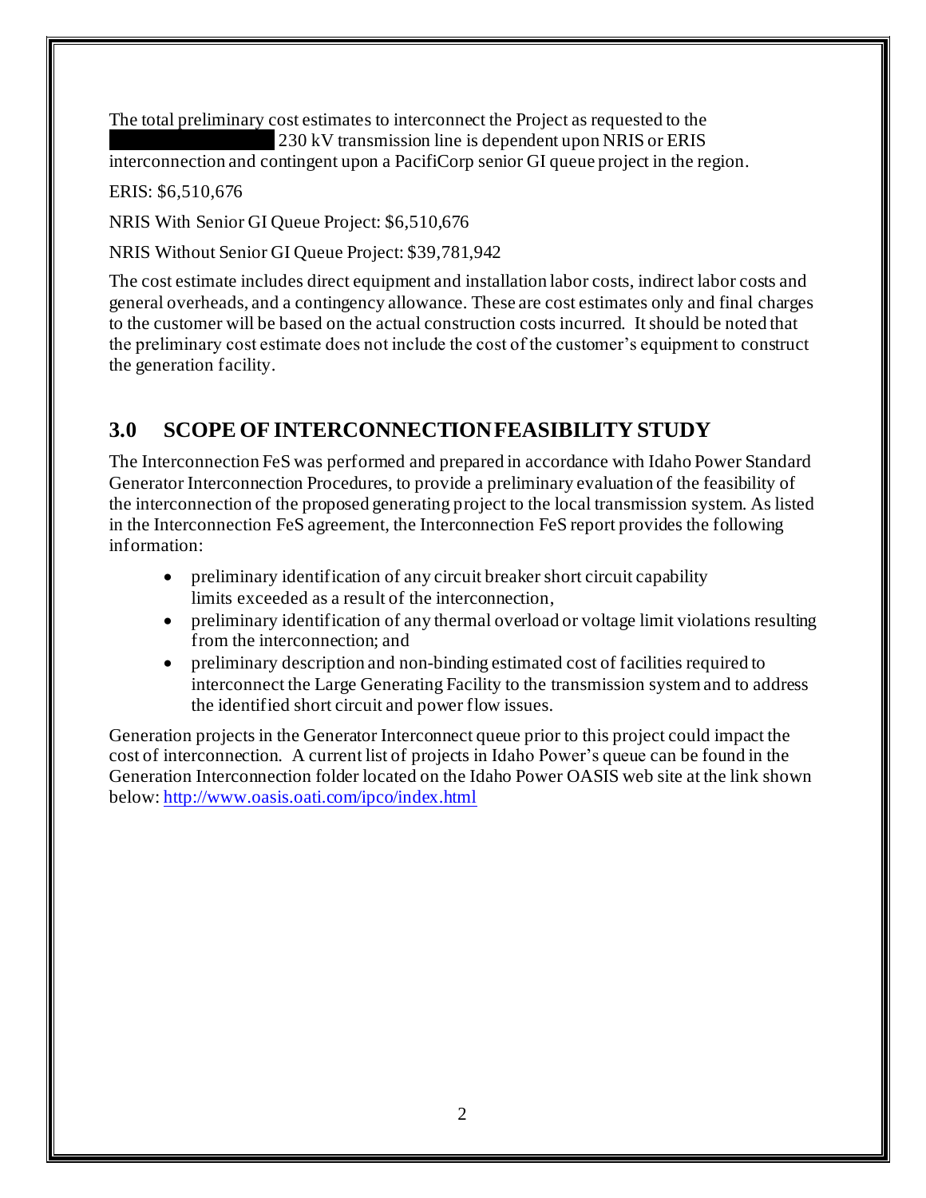The total preliminary cost estimates to interconnect the Project as requested to the 230 kV transmission line is dependent upon NRIS or ERIS interconnection and contingent upon a PacifiCorp senior GI queue project in the region.

ERIS: $6,510,676

NRIS With Senior GI Queue Project: $6,510,676

NRIS Without Senior GI Queue Project: $39,781,942

The cost estimate includes direct equipment and installation labor costs, indirect labor costs and general overheads, and a contingency allowance. These are cost estimates only and final charges to the customer will be based on the actual construction costs incurred. It should be noted that the preliminary cost estimate does not include the cost of the customer's equipment to construct the generation facility.

## 3.0 SCOPE OF INTERCONNECTION FEASIBILITY STUDY

The Interconnection FeS was performed and prepared in accordance with Idaho Power Standard Generator Interconnection Procedures, to provide a preliminary evaluation of the feasibility of the interconnection of the proposed generating project to the local transmission system. As listed in the Interconnection FeS agreement, the Interconnection FeS report provides the following information:

- preliminary identification of any circuit breaker short circuit capability limits exceeded as a result of the interconnection,
- preliminary identification of any thermal overload or voltage limit violations resulting from the interconnection; and
- preliminary description and non-binding estimated cost of facilities required to interconnect the Large Generating Facility to the transmission system and to address the identified short circuit and power flow issues.

Generation projects in the Generator Interconnect queue prior to this project could impact the cost of interconnection. A current list of projects in Idaho Power's queue can be found in the Generation Interconnection folder located on the Idaho Power OASIS web site at the link shown below: http://www.oasis.oati.com/ipco/index.html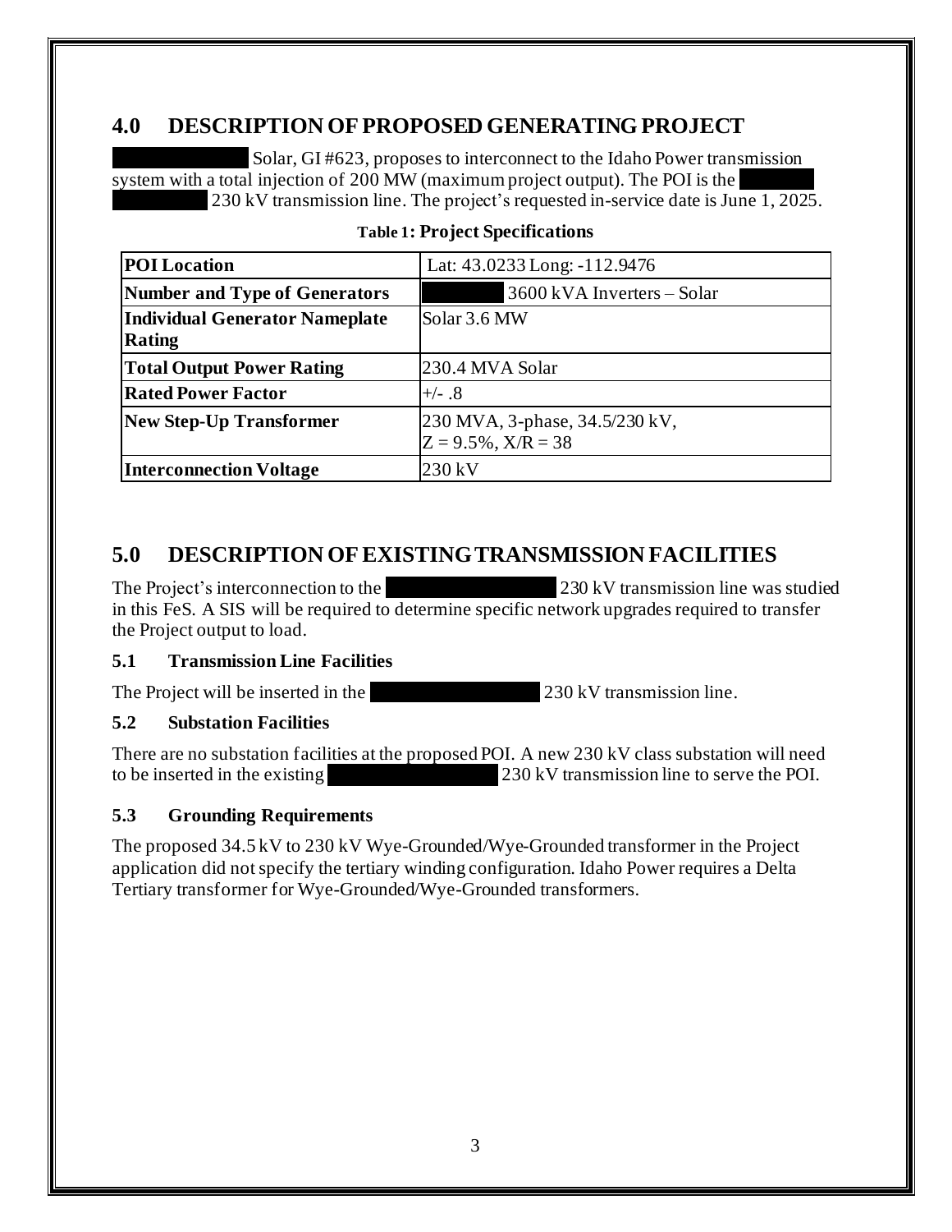## 4.0 DESCRIPTION OF PROPOSED GENERATING PROJECT

Solar, GI #623, proposes to interconnect to the Idaho Power transmission system with a total injection of 200 MW (maximum project output). The POI is the 230 kV transmission line. The project's requested in-service date is June 1, 2025.

**Table 1: Project Specifications**

| **POI Location** | Lat: 43.0233 Long: -112.9476 |
|---|---|
| **Number and Type of Generators** | 3600 kVA Inverters – Solar |
| **Individual Generator Nameplate Rating** | Solar 3.6 MW |
| **Total Output Power Rating** | 230.4 MVA Solar |
| **Rated Power Factor** | +/- .8 |
| **New Step-Up Transformer** | 230 MVA, 3-phase, 34.5/230 kV, Z = 9.5%, X/R = 38 |
| **Interconnection Voltage** | 230 kV |

## 5.0 DESCRIPTION OF EXISTING TRANSMISSION FACILITIES

The Project's interconnection to the 230 kV transmission line was studied in this FeS. A SIS will be required to determine specific network upgrades required to transfer the Project output to load.

### 5.1 Transmission Line Facilities

The Project will be inserted in the 230 kV transmission line.

### 5.2 Substation Facilities

There are no substation facilities at the proposed POI. A new 230 kV class substation will need to be inserted in the existing 230 kV transmission line to serve the POI.

### 5.3 Grounding Requirements

The proposed 34.5 kV to 230 kV Wye-Grounded/Wye-Grounded transformer in the Project application did not specify the tertiary winding configuration. Idaho Power requires a Delta Tertiary transformer for Wye-Grounded/Wye-Grounded transformers.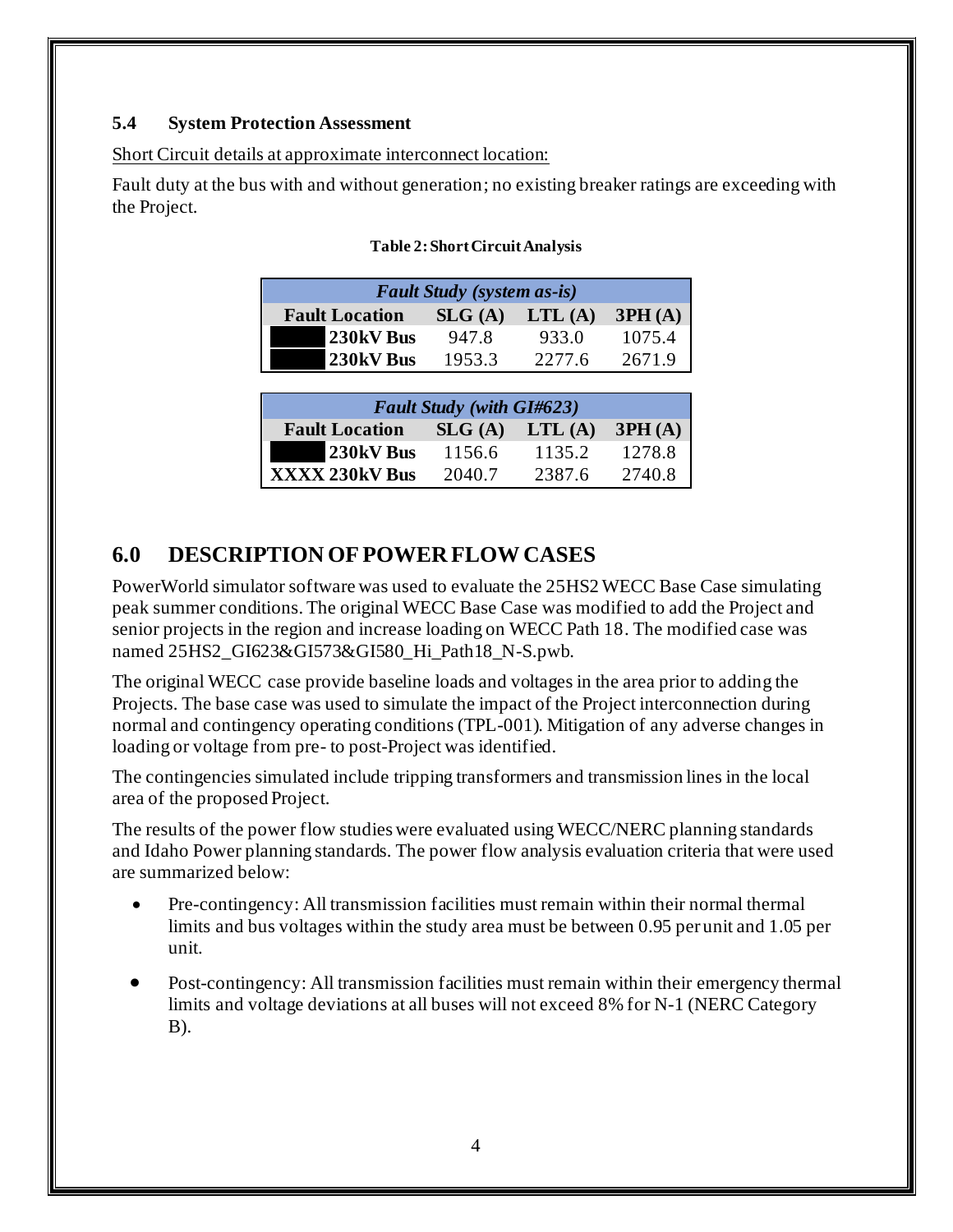### 5.4 System Protection Assessment

Short Circuit details at approximate interconnect location:

Fault duty at the bus with and without generation; no existing breaker ratings are exceeding with the Project.

**Table 2: Short Circuit Analysis**

| *Fault Study (system as-is)* | | | |
|---|---|---|---|
| **Fault Location** | **SLG (A)** | **LTL (A)** | **3PH (A)** |
| **230kV Bus** | 947.8 | 933.0 | 1075.4 |
| **230kV Bus** | 1953.3 | 2277.6 | 2671.9 |

| *Fault Study (with GI#623)* | | | |
|---|---|---|---|
| **Fault Location** | **SLG (A)** | **LTL (A)** | **3PH (A)** |
| **230kV Bus** | 1156.6 | 1135.2 | 1278.8 |
| **XXXX 230kV Bus** | 2040.7 | 2387.6 | 2740.8 |

## 6.0 DESCRIPTION OF POWER FLOW CASES

PowerWorld simulator software was used to evaluate the 25HS2 WECC Base Case simulating peak summer conditions. The original WECC Base Case was modified to add the Project and senior projects in the region and increase loading on WECC Path 18. The modified case was named 25HS2_GI623&GI573&GI580_Hi_Path18_N-S.pwb.

The original WECC case provide baseline loads and voltages in the area prior to adding the Projects. The base case was used to simulate the impact of the Project interconnection during normal and contingency operating conditions (TPL-001). Mitigation of any adverse changes in loading or voltage from pre- to post-Project was identified.

The contingencies simulated include tripping transformers and transmission lines in the local area of the proposed Project.

The results of the power flow studies were evaluated using WECC/NERC planning standards and Idaho Power planning standards. The power flow analysis evaluation criteria that were used are summarized below:

- Pre-contingency: All transmission facilities must remain within their normal thermal limits and bus voltages within the study area must be between 0.95 per unit and 1.05 per unit.
- Post-contingency: All transmission facilities must remain within their emergency thermal limits and voltage deviations at all buses will not exceed 8% for N-1 (NERC Category B).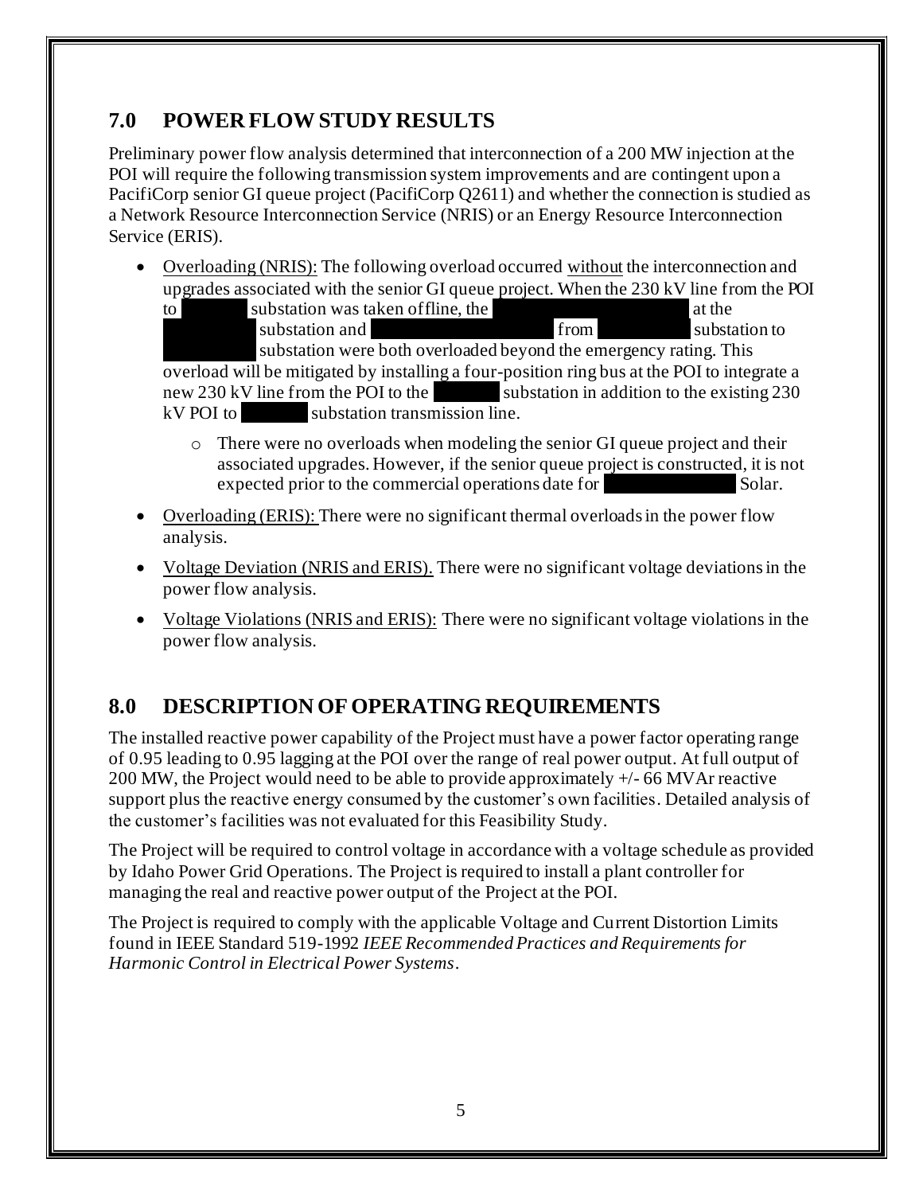## 7.0 POWER FLOW STUDY RESULTS

Preliminary power flow analysis determined that interconnection of a 200 MW injection at the POI will require the following transmission system improvements and are contingent upon a PacifiCorp senior GI queue project (PacifiCorp Q2611) and whether the connection is studied as a Network Resource Interconnection Service (NRIS) or an Energy Resource Interconnection Service (ERIS).

- Overloading (NRIS): The following overload occurred without the interconnection and upgrades associated with the senior GI queue project. When the 230 kV line from the POI to substation was taken offline, the at the substation and from substation to substation were both overloaded beyond the emergency rating. This overload will be mitigated by installing a four-position ring bus at the POI to integrate a new 230 kV line from the POI to the substation in addition to the existing 230 kV POI to substation transmission line.
    - There were no overloads when modeling the senior GI queue project and their associated upgrades. However, if the senior queue project is constructed, it is not expected prior to the commercial operations date for Solar.
- Overloading (ERIS): There were no significant thermal overloads in the power flow analysis.
- Voltage Deviation (NRIS and ERIS). There were no significant voltage deviations in the power flow analysis.
- Voltage Violations (NRIS and ERIS): There were no significant voltage violations in the power flow analysis.

## 8.0 DESCRIPTION OF OPERATING REQUIREMENTS

The installed reactive power capability of the Project must have a power factor operating range of 0.95 leading to 0.95 lagging at the POI over the range of real power output. At full output of 200 MW, the Project would need to be able to provide approximately +/- 66 MVAr reactive support plus the reactive energy consumed by the customer's own facilities. Detailed analysis of the customer's facilities was not evaluated for this Feasibility Study.

The Project will be required to control voltage in accordance with a voltage schedule as provided by Idaho Power Grid Operations. The Project is required to install a plant controller for managing the real and reactive power output of the Project at the POI.

The Project is required to comply with the applicable Voltage and Current Distortion Limits found in IEEE Standard 519-1992 *IEEE Recommended Practices and Requirements for Harmonic Control in Electrical Power Systems*.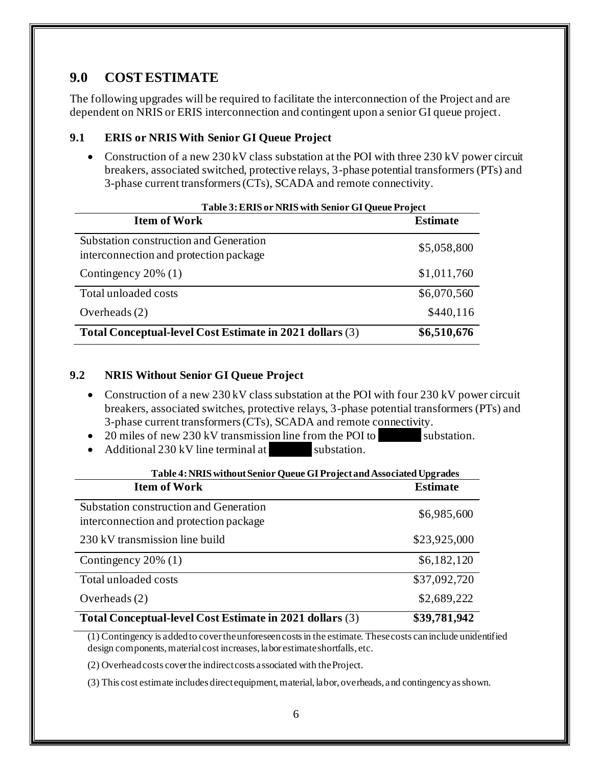## 9.0 COST ESTIMATE

The following upgrades will be required to facilitate the interconnection of the Project and are dependent on NRIS or ERIS interconnection and contingent upon a senior GI queue project.

### 9.1 ERIS or NRIS With Senior GI Queue Project

- Construction of a new 230 kV class substation at the POI with three 230 kV power circuit breakers, associated switched, protective relays, 3-phase potential transformers (PTs) and 3-phase current transformers (CTs), SCADA and remote connectivity.

**Table 3: ERIS or NRIS with Senior GI Queue Project**

| Item of Work | Estimate |
|---|---|
| Substation construction and Generation interconnection and protection package | \$5,058,800 |
| Contingency 20% (1) | \$1,011,760 |
| Total unloaded costs | \$6,070,560 |
| Overheads (2) | \$440,116 |
| **Total Conceptual-level Cost Estimate in 2021 dollars** (3) | **\$6,510,676** |

### 9.2 NRIS Without Senior GI Queue Project

- Construction of a new 230 kV class substation at the POI with four 230 kV power circuit breakers, associated switches, protective relays, 3-phase potential transformers (PTs) and 3-phase current transformers (CTs), SCADA and remote connectivity.
- 20 miles of new 230 kV transmission line from the POI to [redacted] substation.
- Additional 230 kV line terminal at [redacted] substation.

**Table 4: NRIS without Senior Queue GI Project and Associated Upgrades**

| Item of Work | Estimate |
|---|---|
| Substation construction and Generation interconnection and protection package | \$6,985,600 |
| 230 kV transmission line build | \$23,925,000 |
| Contingency 20% (1) | \$6,182,120 |
| Total unloaded costs | \$37,092,720 |
| Overheads (2) | \$2,689,222 |
| **Total Conceptual-level Cost Estimate in 2021 dollars** (3) | **\$39,781,942** |

(1) Contingency is added to cover the unforeseen costs in the estimate. These costs can include unidentified design components, material cost increases, labor estimate shortfalls, etc.

(2) Overhead costs cover the indirect costs associated with the Project.

(3) This cost estimate includes direct equipment, material, labor, overheads, and contingency as shown.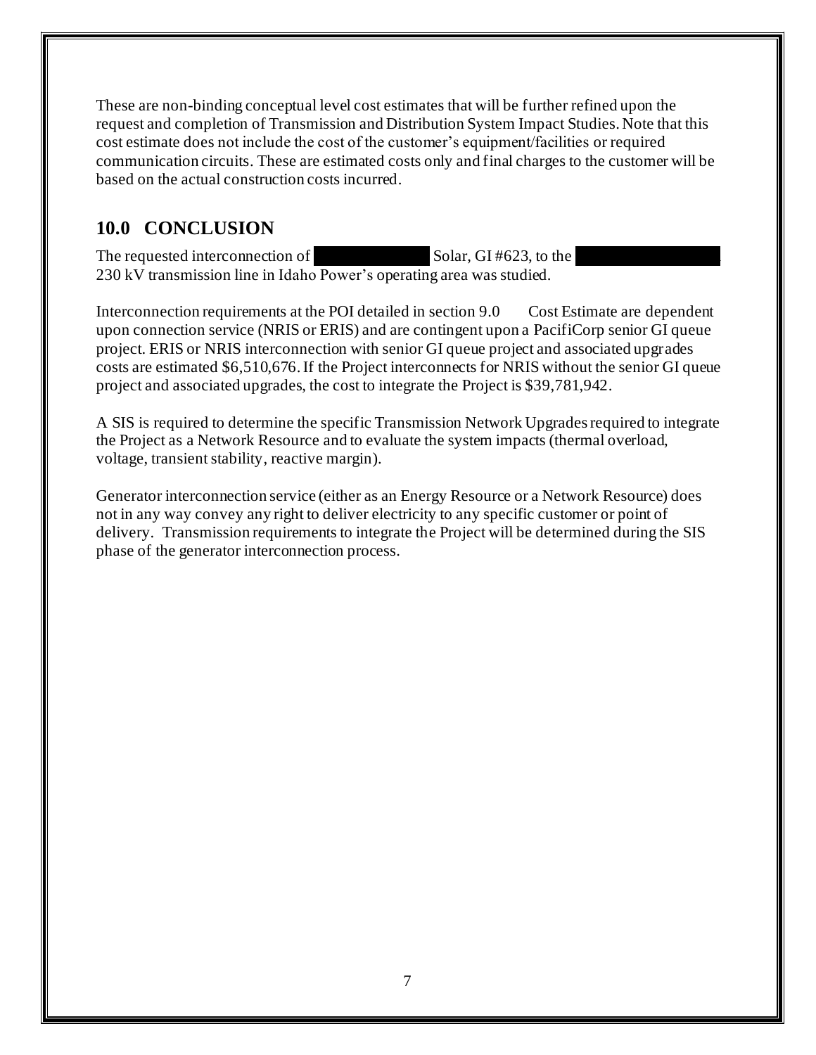These are non-binding conceptual level cost estimates that will be further refined upon the request and completion of Transmission and Distribution System Impact Studies. Note that this cost estimate does not include the cost of the customer's equipment/facilities or required communication circuits. These are estimated costs only and final charges to the customer will be based on the actual construction costs incurred.

## 10.0 CONCLUSION

The requested interconnection of [REDACTED] Solar, GI #623, to the [REDACTED] 230 kV transmission line in Idaho Power's operating area was studied.

Interconnection requirements at the POI detailed in section 9.0 Cost Estimate are dependent upon connection service (NRIS or ERIS) and are contingent upon a PacifiCorp senior GI queue project. ERIS or NRIS interconnection with senior GI queue project and associated upgrades costs are estimated $6,510,676. If the Project interconnects for NRIS without the senior GI queue project and associated upgrades, the cost to integrate the Project is $39,781,942.

A SIS is required to determine the specific Transmission Network Upgrades required to integrate the Project as a Network Resource and to evaluate the system impacts (thermal overload, voltage, transient stability, reactive margin).

Generator interconnection service (either as an Energy Resource or a Network Resource) does not in any way convey any right to deliver electricity to any specific customer or point of delivery. Transmission requirements to integrate the Project will be determined during the SIS phase of the generator interconnection process.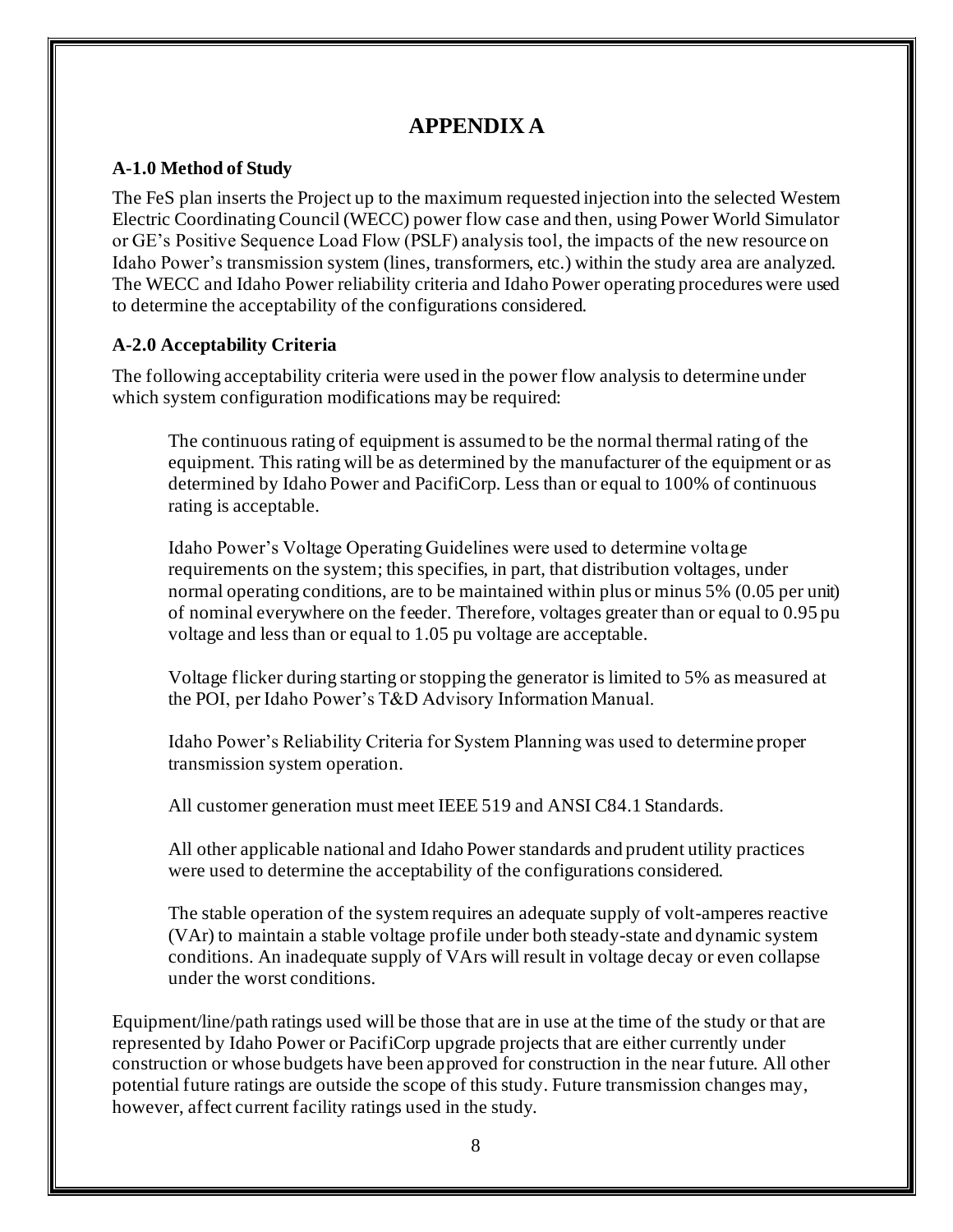# APPENDIX A

### A-1.0 Method of Study

The FeS plan inserts the Project up to the maximum requested injection into the selected Western Electric Coordinating Council (WECC) power flow case and then, using Power World Simulator or GE's Positive Sequence Load Flow (PSLF) analysis tool, the impacts of the new resource on Idaho Power's transmission system (lines, transformers, etc.) within the study area are analyzed. The WECC and Idaho Power reliability criteria and Idaho Power operating procedures were used to determine the acceptability of the configurations considered.

### A-2.0 Acceptability Criteria

The following acceptability criteria were used in the power flow analysis to determine under which system configuration modifications may be required:

> The continuous rating of equipment is assumed to be the normal thermal rating of the equipment. This rating will be as determined by the manufacturer of the equipment or as determined by Idaho Power and PacifiCorp. Less than or equal to 100% of continuous rating is acceptable.
>
> Idaho Power's Voltage Operating Guidelines were used to determine voltage requirements on the system; this specifies, in part, that distribution voltages, under normal operating conditions, are to be maintained within plus or minus 5% (0.05 per unit) of nominal everywhere on the feeder. Therefore, voltages greater than or equal to 0.95 pu voltage and less than or equal to 1.05 pu voltage are acceptable.
>
> Voltage flicker during starting or stopping the generator is limited to 5% as measured at the POI, per Idaho Power's T&D Advisory Information Manual.
>
> Idaho Power's Reliability Criteria for System Planning was used to determine proper transmission system operation.
>
> All customer generation must meet IEEE 519 and ANSI C84.1 Standards.
>
> All other applicable national and Idaho Power standards and prudent utility practices were used to determine the acceptability of the configurations considered.
>
> The stable operation of the system requires an adequate supply of volt-amperes reactive (VAr) to maintain a stable voltage profile under both steady-state and dynamic system conditions. An inadequate supply of VArs will result in voltage decay or even collapse under the worst conditions.

Equipment/line/path ratings used will be those that are in use at the time of the study or that are represented by Idaho Power or PacifiCorp upgrade projects that are either currently under construction or whose budgets have been approved for construction in the near future. All other potential future ratings are outside the scope of this study. Future transmission changes may, however, affect current facility ratings used in the study.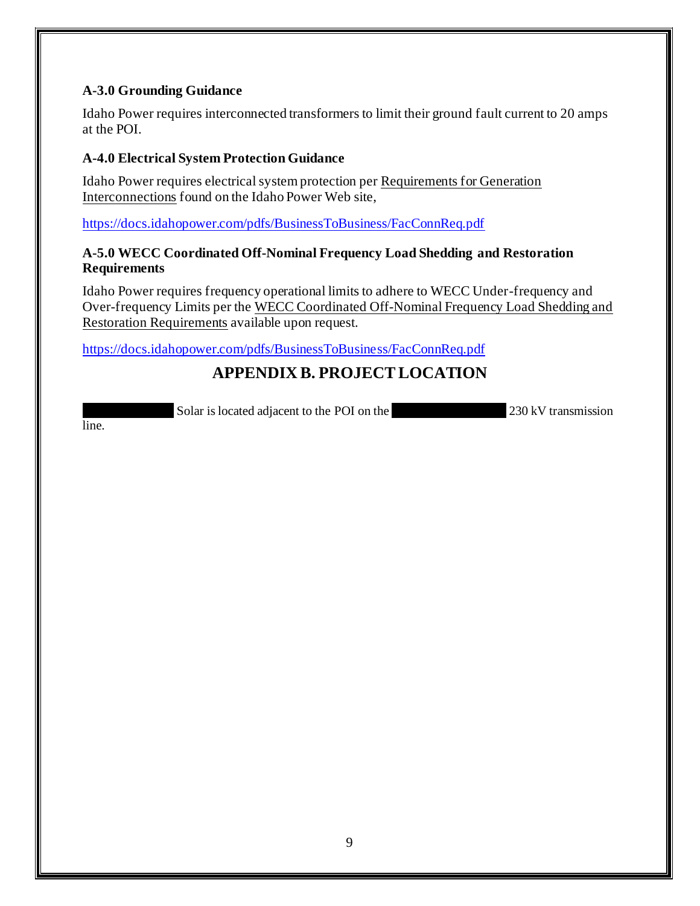### A-3.0 Grounding Guidance

Idaho Power requires interconnected transformers to limit their ground fault current to 20 amps at the POI.

### A-4.0 Electrical System Protection Guidance

Idaho Power requires electrical system protection per Requirements for Generation Interconnections found on the Idaho Power Web site,

https://docs.idahopower.com/pdfs/BusinessToBusiness/FacConnReq.pdf

### A-5.0 WECC Coordinated Off-Nominal Frequency Load Shedding and Restoration Requirements

Idaho Power requires frequency operational limits to adhere to WECC Under-frequency and Over-frequency Limits per the WECC Coordinated Off-Nominal Frequency Load Shedding and Restoration Requirements available upon request.

https://docs.idahopower.com/pdfs/BusinessToBusiness/FacConnReq.pdf

## APPENDIX B. PROJECT LOCATION

[REDACTED] Solar is located adjacent to the POI on the [REDACTED] 230 kV transmission line.